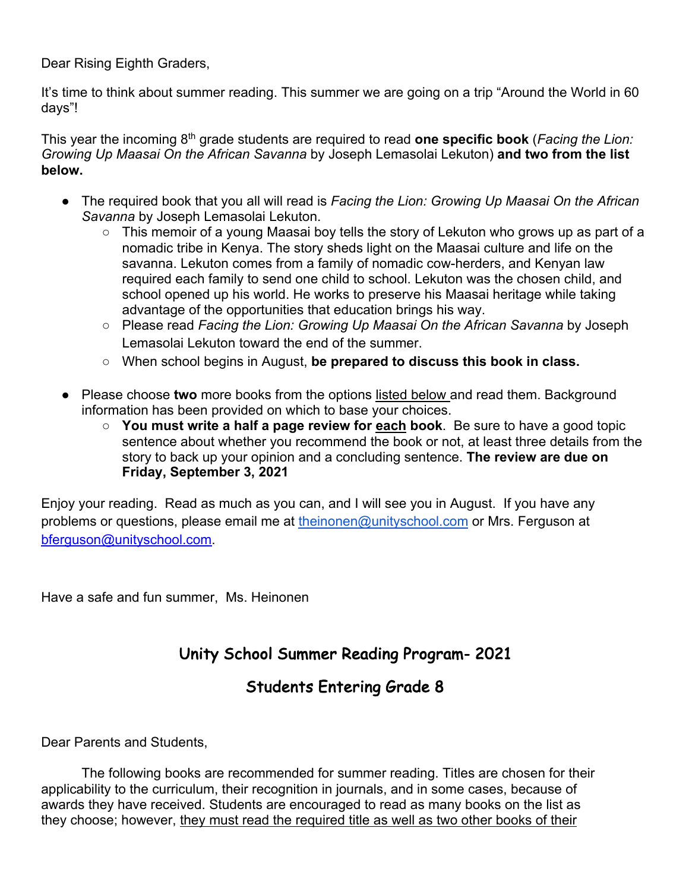Dear Rising Eighth Graders,

It's time to think about summer reading. This summer we are going on a trip "Around the World in 60 days"!

This year the incoming 8th grade students are required to read **one specific book** (*Facing the Lion: Growing Up Maasai On the African Savanna* by Joseph Lemasolai Lekuton) **and two from the list below.**

- The required book that you all will read is *Facing the Lion: Growing Up Maasai On the African Savanna* by Joseph Lemasolai Lekuton.
  - This memoir of a young Maasai boy tells the story of Lekuton who grows up as part of a nomadic tribe in Kenya. The story sheds light on the Maasai culture and life on the savanna. Lekuton comes from a family of nomadic cow-herders, and Kenyan law required each family to send one child to school. Lekuton was the chosen child, and school opened up his world. He works to preserve his Maasai heritage while taking advantage of the opportunities that education brings his way.
  - Please read *Facing the Lion: Growing Up Maasai On the African Savanna* by Joseph Lemasolai Lekuton toward the end of the summer.
  - When school begins in August, **be prepared to discuss this book in class.**

- Please choose **two** more books from the options listed below and read them. Background information has been provided on which to base your choices.
  - **You must write a half a page review for each book**. Be sure to have a good topic sentence about whether you recommend the book or not, at least three details from the story to back up your opinion and a concluding sentence. **The review are due on Friday, September 3, 2021**

Enjoy your reading. Read as much as you can, and I will see you in August. If you have any problems or questions, please email me at theinonen@unityschool.com or Mrs. Ferguson at bferguson@unityschool.com.

Have a safe and fun summer, Ms. Heinonen

## Unity School Summer Reading Program- 2021

## Students Entering Grade 8

Dear Parents and Students,

The following books are recommended for summer reading. Titles are chosen for their applicability to the curriculum, their recognition in journals, and in some cases, because of awards they have received. Students are encouraged to read as many books on the list as they choose; however, they must read the required title as well as two other books of their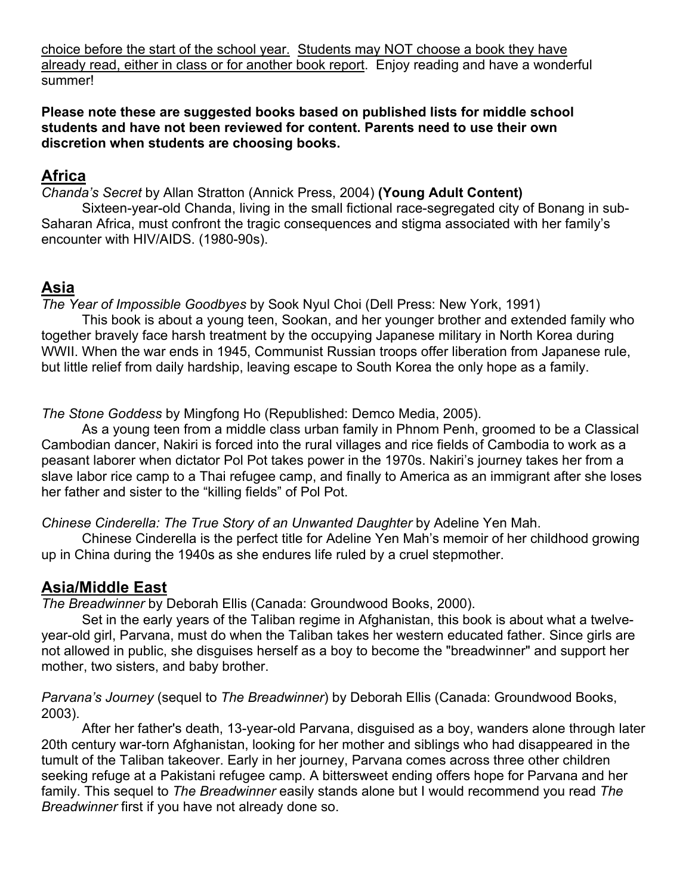choice before the start of the school year. Students may NOT choose a book they have already read, either in class or for another book report. Enjoy reading and have a wonderful summer!

**Please note these are suggested books based on published lists for middle school students and have not been reviewed for content. Parents need to use their own discretion when students are choosing books.**

## Africa

*Chanda's Secret* by Allan Stratton (Annick Press, 2004) **(Young Adult Content)**

Sixteen-year-old Chanda, living in the small fictional race-segregated city of Bonang in sub-Saharan Africa, must confront the tragic consequences and stigma associated with her family's encounter with HIV/AIDS. (1980-90s).

## Asia

*The Year of Impossible Goodbyes* by Sook Nyul Choi (Dell Press: New York, 1991)

This book is about a young teen, Sookan, and her younger brother and extended family who together bravely face harsh treatment by the occupying Japanese military in North Korea during WWII. When the war ends in 1945, Communist Russian troops offer liberation from Japanese rule, but little relief from daily hardship, leaving escape to South Korea the only hope as a family.

*The Stone Goddess* by Mingfong Ho (Republished: Demco Media, 2005).

As a young teen from a middle class urban family in Phnom Penh, groomed to be a Classical Cambodian dancer, Nakiri is forced into the rural villages and rice fields of Cambodia to work as a peasant laborer when dictator Pol Pot takes power in the 1970s. Nakiri's journey takes her from a slave labor rice camp to a Thai refugee camp, and finally to America as an immigrant after she loses her father and sister to the "killing fields" of Pol Pot.

*Chinese Cinderella: The True Story of an Unwanted Daughter* by Adeline Yen Mah.

Chinese Cinderella is the perfect title for Adeline Yen Mah's memoir of her childhood growing up in China during the 1940s as she endures life ruled by a cruel stepmother.

## Asia/Middle East

*The Breadwinner* by Deborah Ellis (Canada: Groundwood Books, 2000).

Set in the early years of the Taliban regime in Afghanistan, this book is about what a twelve-year-old girl, Parvana, must do when the Taliban takes her western educated father. Since girls are not allowed in public, she disguises herself as a boy to become the "breadwinner" and support her mother, two sisters, and baby brother.

*Parvana's Journey* (sequel to *The Breadwinner*) by Deborah Ellis (Canada: Groundwood Books, 2003).

After her father's death, 13-year-old Parvana, disguised as a boy, wanders alone through later 20th century war-torn Afghanistan, looking for her mother and siblings who had disappeared in the tumult of the Taliban takeover. Early in her journey, Parvana comes across three other children seeking refuge at a Pakistani refugee camp. A bittersweet ending offers hope for Parvana and her family. This sequel to *The Breadwinner* easily stands alone but I would recommend you read *The Breadwinner* first if you have not already done so.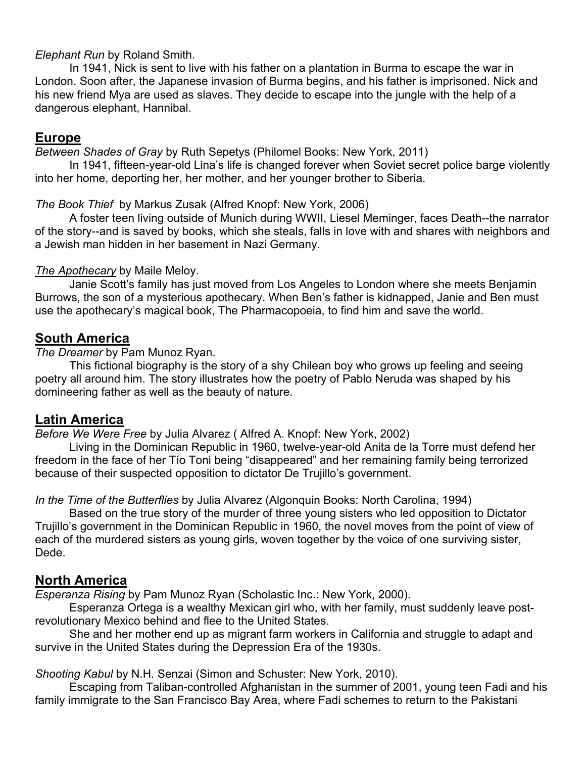*Elephant Run* by Roland Smith.

In 1941, Nick is sent to live with his father on a plantation in Burma to escape the war in London. Soon after, the Japanese invasion of Burma begins, and his father is imprisoned. Nick and his new friend Mya are used as slaves. They decide to escape into the jungle with the help of a dangerous elephant, Hannibal.

## Europe

*Between Shades of Gray* by Ruth Sepetys (Philomel Books: New York, 2011)

In 1941, fifteen-year-old Lina's life is changed forever when Soviet secret police barge violently into her home, deporting her, her mother, and her younger brother to Siberia.

*The Book Thief* by Markus Zusak (Alfred Knopf: New York, 2006)

A foster teen living outside of Munich during WWII, Liesel Meminger, faces Death--the narrator of the story--and is saved by books, which she steals, falls in love with and shares with neighbors and a Jewish man hidden in her basement in Nazi Germany.

*The Apothecary* by Maile Meloy.

Janie Scott's family has just moved from Los Angeles to London where she meets Benjamin Burrows, the son of a mysterious apothecary. When Ben's father is kidnapped, Janie and Ben must use the apothecary's magical book, The Pharmacopoeia, to find him and save the world.

## South America

*The Dreamer* by Pam Munoz Ryan.

This fictional biography is the story of a shy Chilean boy who grows up feeling and seeing poetry all around him. The story illustrates how the poetry of Pablo Neruda was shaped by his domineering father as well as the beauty of nature.

## Latin America

*Before We Were Free* by Julia Alvarez ( Alfred A. Knopf: New York, 2002)

Living in the Dominican Republic in 1960, twelve-year-old Anita de la Torre must defend her freedom in the face of her Tío Toni being "disappeared" and her remaining family being terrorized because of their suspected opposition to dictator De Trujillo's government.

*In the Time of the Butterflies* by Julia Alvarez (Algonquin Books: North Carolina, 1994)

Based on the true story of the murder of three young sisters who led opposition to Dictator Trujillo's government in the Dominican Republic in 1960, the novel moves from the point of view of each of the murdered sisters as young girls, woven together by the voice of one surviving sister, Dede.

## North America

*Esperanza Rising* by Pam Munoz Ryan (Scholastic Inc.: New York, 2000).

Esperanza Ortega is a wealthy Mexican girl who, with her family, must suddenly leave post-revolutionary Mexico behind and flee to the United States.

She and her mother end up as migrant farm workers in California and struggle to adapt and survive in the United States during the Depression Era of the 1930s.

*Shooting Kabul* by N.H. Senzai (Simon and Schuster: New York, 2010).

Escaping from Taliban-controlled Afghanistan in the summer of 2001, young teen Fadi and his family immigrate to the San Francisco Bay Area, where Fadi schemes to return to the Pakistani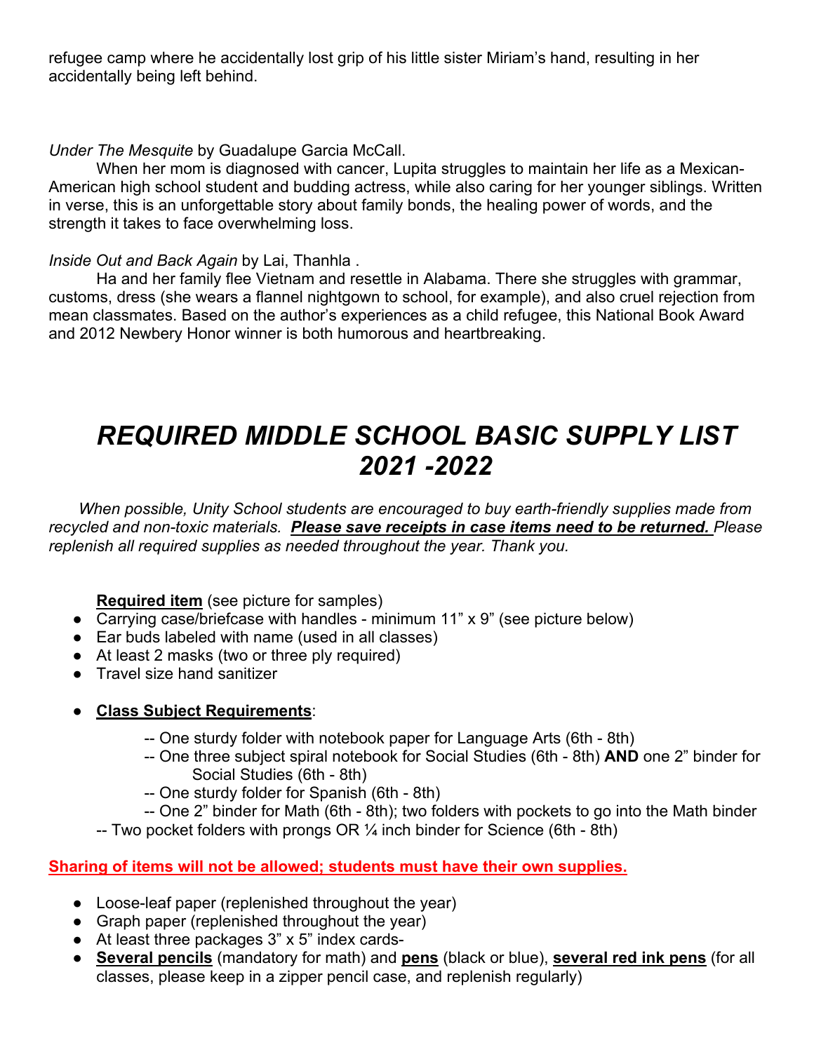refugee camp where he accidentally lost grip of his little sister Miriam's hand, resulting in her accidentally being left behind.

*Under The Mesquite* by Guadalupe Garcia McCall.

When her mom is diagnosed with cancer, Lupita struggles to maintain her life as a Mexican-American high school student and budding actress, while also caring for her younger siblings. Written in verse, this is an unforgettable story about family bonds, the healing power of words, and the strength it takes to face overwhelming loss.

*Inside Out and Back Again* by Lai, Thanhla .

Ha and her family flee Vietnam and resettle in Alabama. There she struggles with grammar, customs, dress (she wears a flannel nightgown to school, for example), and also cruel rejection from mean classmates. Based on the author's experiences as a child refugee, this National Book Award and 2012 Newbery Honor winner is both humorous and heartbreaking.

# *REQUIRED MIDDLE SCHOOL BASIC SUPPLY LIST 2021 -2022*

*When possible, Unity School students are encouraged to buy earth-friendly supplies made from recycled and non-toxic materials.* ***Please save receipts in case items need to be returned.*** *Please replenish all required supplies as needed throughout the year. Thank you.*

**Required item** (see picture for samples)

- Carrying case/briefcase with handles - minimum 11" x 9" (see picture below)
- Ear buds labeled with name (used in all classes)
- At least 2 masks (two or three ply required)
- Travel size hand sanitizer

- **Class Subject Requirements**:

  -- One sturdy folder with notebook paper for Language Arts (6th - 8th)
  -- One three subject spiral notebook for Social Studies (6th - 8th) **AND** one 2" binder for Social Studies (6th - 8th)
  -- One sturdy folder for Spanish (6th - 8th)
  -- One 2" binder for Math (6th - 8th); two folders with pockets to go into the Math binder
  -- Two pocket folders with prongs OR ¼ inch binder for Science (6th - 8th)

**Sharing of items will not be allowed; students must have their own supplies.**

- Loose-leaf paper (replenished throughout the year)
- Graph paper (replenished throughout the year)
- At least three packages 3" x 5" index cards-
- **Several pencils** (mandatory for math) and **pens** (black or blue), **several red ink pens** (for all classes, please keep in a zipper pencil case, and replenish regularly)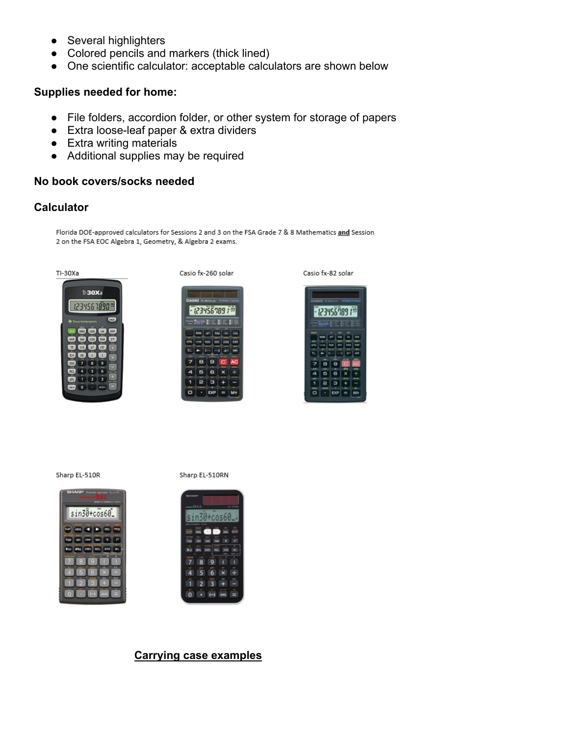- Several highlighters
- Colored pencils and markers (thick lined)
- One scientific calculator: acceptable calculators are shown below

**Supplies needed for home:**

- File folders, accordion folder, or other system for storage of papers
- Extra loose-leaf paper & extra dividers
- Extra writing materials
- Additional supplies may be required

**No book covers/socks needed**

**Calculator**

Florida DOE-approved calculators for Sessions 2 and 3 on the FSA Grade 7 & 8 Mathematics **and** Session 2 on the FSA EOC Algebra 1, Geometry, & Algebra 2 exams.

TI-30Xa

Casio fx-260 solar

Casio fx-82 solar

Sharp EL-510R

Sharp EL-510RN

**Carrying case examples**